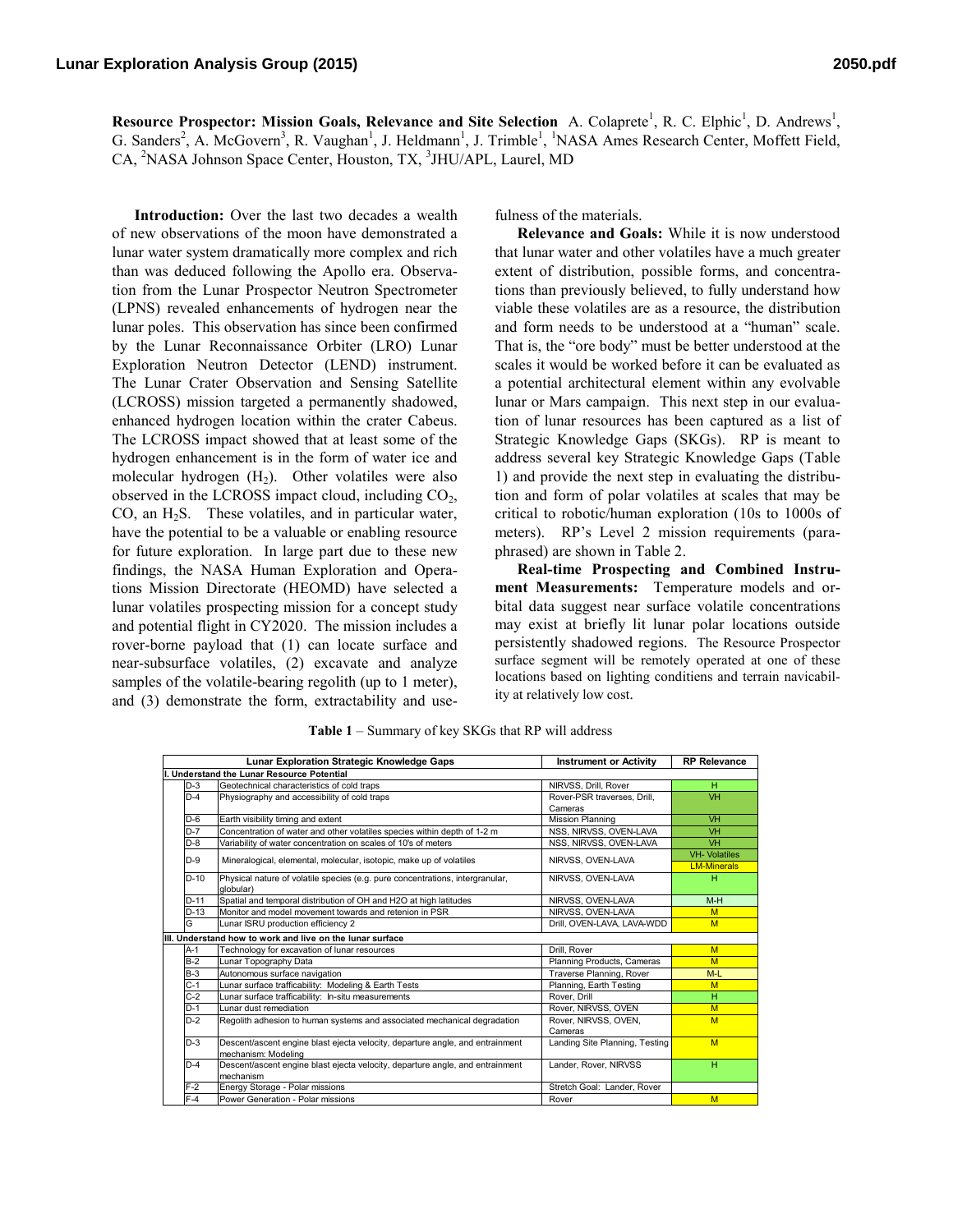**Resource Prospector: Mission Goals, Relevance and Site Selection** A. Colaprete[1], R. C. Elphic[1], D. Andrews[1], G. Sanders[2], A. McGovern[3], R. Vaughan[1], J. Heldmann[1], J. Trimble[1], [1]NASA Ames Research Center, Moffett Field, CA, [2]NASA Johnson Space Center, Houston, TX, [3]JHU/APL, Laurel, MD

**Introduction:** Over the last two decades a wealth of new observations of the moon have demonstrated a lunar water system dramatically more complex and rich than was deduced following the Apollo era. Observation from the Lunar Prospector Neutron Spectrometer (LPNS) revealed enhancements of hydrogen near the lunar poles. This observation has since been confirmed by the Lunar Reconnaissance Orbiter (LRO) Lunar Exploration Neutron Detector (LEND) instrument. The Lunar Crater Observation and Sensing Satellite (LCROSS) mission targeted a permanently shadowed, enhanced hydrogen location within the crater Cabeus. The LCROSS impact showed that at least some of the hydrogen enhancement is in the form of water ice and molecular hydrogen ($H_2$). Other volatiles were also observed in the LCROSS impact cloud, including $CO_2$, CO, an $H_2S$. These volatiles, and in particular water, have the potential to be a valuable or enabling resource for future exploration. In large part due to these new findings, the NASA Human Exploration and Operations Mission Directorate (HEOMD) have selected a lunar volatiles prospecting mission for a concept study and potential flight in CY2020. The mission includes a rover-borne payload that (1) can locate surface and near-subsurface volatiles, (2) excavate and analyze samples of the volatile-bearing regolith (up to 1 meter), and (3) demonstrate the form, extractability and usefulness of the materials.

**Relevance and Goals:** While it is now understood that lunar water and other volatiles have a much greater extent of distribution, possible forms, and concentrations than previously believed, to fully understand how viable these volatiles are as a resource, the distribution and form needs to be understood at a "human" scale. That is, the "ore body" must be better understood at the scales it would be worked before it can be evaluated as a potential architectural element within any evolvable lunar or Mars campaign. This next step in our evaluation of lunar resources has been captured as a list of Strategic Knowledge Gaps (SKGs). RP is meant to address several key Strategic Knowledge Gaps (Table 1) and provide the next step in evaluating the distribution and form of polar volatiles at scales that may be critical to robotic/human exploration (10s to 1000s of meters). RP's Level 2 mission requirements (paraphrased) are shown in Table 2.

**Real-time Prospecting and Combined Instrument Measurements:** Temperature models and orbital data suggest near surface volatile concentrations may exist at briefly lit lunar polar locations outside persistently shadowed regions. The Resource Prospector surface segment will be remotely operated at one of these locations based on lighting conditiens and terrain navicability at relatively low cost.

**Table 1** – Summary of key SKGs that RP will address

| | Lunar Exploration Strategic Knowledge Gaps | Instrument or Activity | RP Relevance |
|---|---|---|---|
| **I. Understand the Lunar Resource Potential** | | | |
| D-3 | Geotechnical characteristics of cold traps | NIRVSS, Drill, Rover | H |
| D-4 | Physiography and accessibility of cold traps | Rover-PSR traverses, Drill, Cameras | VH |
| D-6 | Earth visibility timing and extent | Mission Planning | VH |
| D-7 | Concentration of water and other volatiles species within depth of 1-2 m | NSS, NIRVSS, OVEN-LAVA | VH |
| D-8 | Variability of water concentration on scales of 10's of meters | NSS, NIRVSS, OVEN-LAVA | VH |
| D-9 | Mineralogical, elemental, molecular, isotopic, make up of volatiles | NIRVSS, OVEN-LAVA | VH- Volatiles<br>LM-Minerals |
| D-10 | Physical nature of volatile species (e.g. pure concentrations, intergranular, globular) | NIRVSS, OVEN-LAVA | H |
| D-11 | Spatial and temporal distribution of OH and H2O at high latitudes | NIRVSS, OVEN-LAVA | M-H |
| D-13 | Monitor and model movement towards and retenion in PSR | NIRVSS, OVEN-LAVA | M |
| G | Lunar ISRU production efficiency 2 | Drill, OVEN-LAVA, LAVA-WDD | M |
| **III. Understand how to work and live on the lunar surface** | | | |
| A-1 | Technology for excavation of lunar resources | Drill, Rover | M |
| B-2 | Lunar Topography Data | Planning Products, Cameras | M |
| B-3 | Autonomous surface navigation | Traverse Planning, Rover | M-L |
| C-1 | Lunar surface trafficability: Modeling & Earth Tests | Planning, Earth Testing | M |
| C-2 | Lunar surface trafficability: In-situ measurements | Rover, Drill | H |
| D-1 | Lunar dust remediation | Rover, NIRVSS, OVEN | M |
| D-2 | Regolith adhesion to human systems and associated mechanical degradation | Rover, NIRVSS, OVEN, Cameras | M |
| D-3 | Descent/ascent engine blast ejecta velocity, departure angle, and entrainment mechanism: Modeling | Landing Site Planning, Testing | M |
| D-4 | Descent/ascent engine blast ejecta velocity, departure angle, and entrainment mechanism | Lander, Rover, NIRVSS | H |
| F-2 | Energy Storage - Polar missions | Stretch Goal: Lander, Rover | |
| F-4 | Power Generation - Polar missions | Rover | M |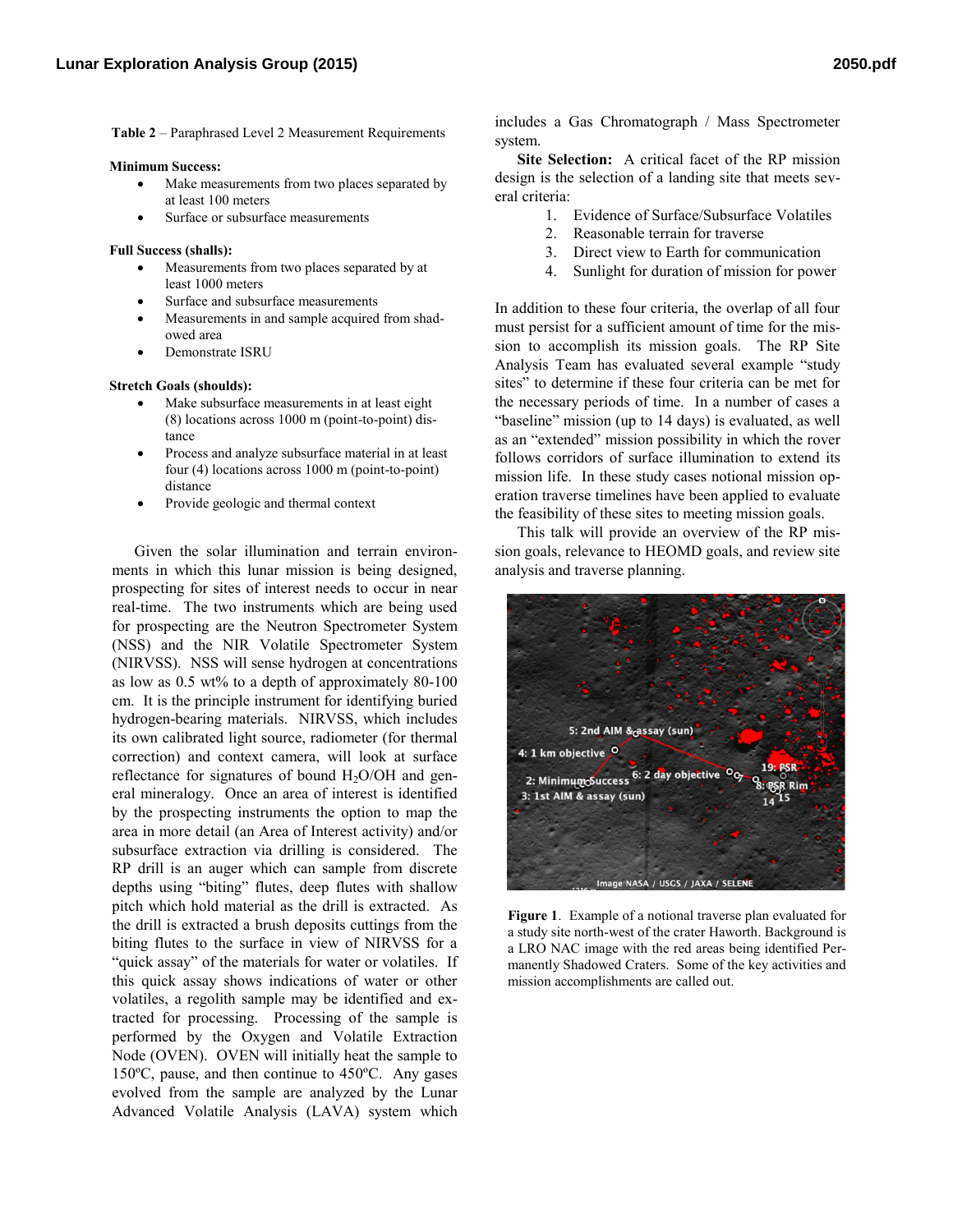**Table 2** – Paraphrased Level 2 Measurement Requirements

**Minimum Success:**

- Make measurements from two places separated by at least 100 meters
- Surface or subsurface measurements

**Full Success (shalls):**

- Measurements from two places separated by at least 1000 meters
- Surface and subsurface measurements
- Measurements in and sample acquired from shadowed area
- Demonstrate ISRU

**Stretch Goals (shoulds):**

- Make subsurface measurements in at least eight (8) locations across 1000 m (point-to-point) distance
- Process and analyze subsurface material in at least four (4) locations across 1000 m (point-to-point) distance
- Provide geologic and thermal context

Given the solar illumination and terrain environments in which this lunar mission is being designed, prospecting for sites of interest needs to occur in near real-time. The two instruments which are being used for prospecting are the Neutron Spectrometer System (NSS) and the NIR Volatile Spectrometer System (NIRVSS). NSS will sense hydrogen at concentrations as low as 0.5 wt% to a depth of approximately 80-100 cm. It is the principle instrument for identifying buried hydrogen-bearing materials. NIRVSS, which includes its own calibrated light source, radiometer (for thermal correction) and context camera, will look at surface reflectance for signatures of bound $H_2O$/OH and general mineralogy. Once an area of interest is identified by the prospecting instruments the option to map the area in more detail (an Area of Interest activity) and/or subsurface extraction via drilling is considered. The RP drill is an auger which can sample from discrete depths using "biting" flutes, deep flutes with shallow pitch which hold material as the drill is extracted. As the drill is extracted a brush deposits cuttings from the biting flutes to the surface in view of NIRVSS for a "quick assay" of the materials for water or volatiles. If this quick assay shows indications of water or other volatiles, a regolith sample may be identified and extracted for processing. Processing of the sample is performed by the Oxygen and Volatile Extraction Node (OVEN). OVEN will initially heat the sample to 150ºC, pause, and then continue to 450ºC. Any gases evolved from the sample are analyzed by the Lunar Advanced Volatile Analysis (LAVA) system which includes a Gas Chromatograph / Mass Spectrometer system.

**Site Selection:** A critical facet of the RP mission design is the selection of a landing site that meets several criteria:

1. Evidence of Surface/Subsurface Volatiles
2. Reasonable terrain for traverse
3. Direct view to Earth for communication
4. Sunlight for duration of mission for power

In addition to these four criteria, the overlap of all four must persist for a sufficient amount of time for the mission to accomplish its mission goals. The RP Site Analysis Team has evaluated several example "study sites" to determine if these four criteria can be met for the necessary periods of time. In a number of cases a "baseline" mission (up to 14 days) is evaluated, as well as an "extended" mission possibility in which the rover follows corridors of surface illumination to extend its mission life. In these study cases notional mission operation traverse timelines have been applied to evaluate the feasibility of these sites to meeting mission goals.

This talk will provide an overview of the RP mission goals, relevance to HEOMD goals, and review site analysis and traverse planning.

5: 2nd AIM & assay (sun)
4: 1 km objective
2: Minimum Success
6: 2 day objective
3: 1st AIM & assay (sun)
19: PSR
8: PSR Rim
14
15
Image NASA / USGS / JAXA / SELENE

**Figure 1**. Example of a notional traverse plan evaluated for a study site north-west of the crater Haworth. Background is a LRO NAC image with the red areas being identified Permanently Shadowed Craters. Some of the key activities and mission accomplishments are called out.